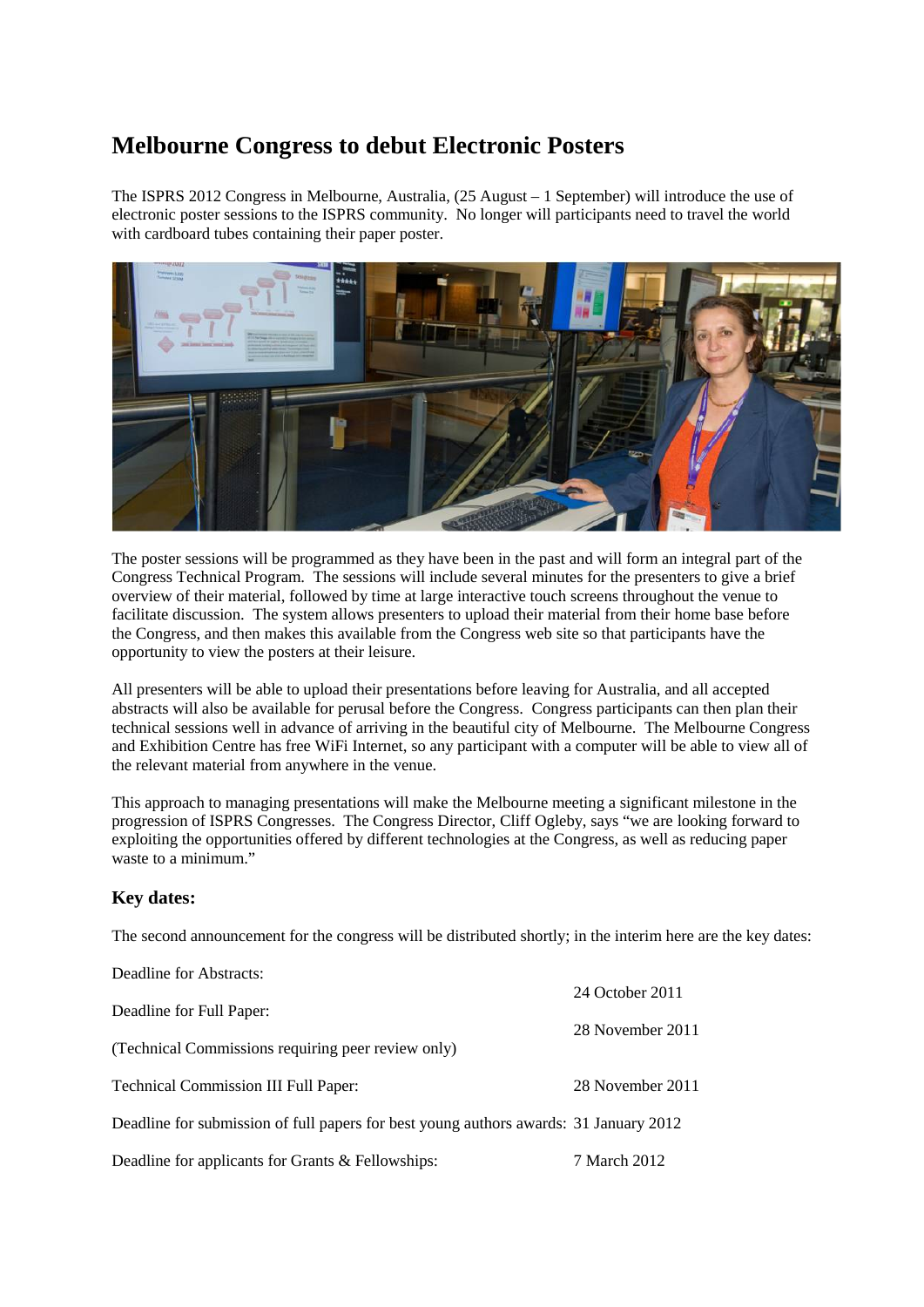# Melbourne Congress to debut Electronic Posters

The ISPRS 2012 Congress in Melbourne, Australia, (25 August – 1 September) will introduce the use of electronic poster sessions to the ISPRS community. No longer will participants need to travel the world with cardboard tubes containing their paper poster.

The poster sessions will be programmed as they have been in the past and will form an integral part of the Congress Technical Program. The sessions will include several minutes for the presenters to give a brief overview of their material, followed by time at large interactive touch screens throughout the venue to facilitate discussion. The system allows presenters to upload their material from their home base before the Congress, and then makes this available from the Congress web site so that participants have the opportunity to view the posters at their leisure.

All presenters will be able to upload their presentations before leaving for Australia, and all accepted abstracts will also be available for perusal before the Congress. Congress participants can then plan their technical sessions well in advance of arriving in the beautiful city of Melbourne. The Melbourne Congress and Exhibition Centre has free WiFi Internet, so any participant with a computer will be able to view all of the relevant material from anywhere in the venue.

This approach to managing presentations will make the Melbourne meeting a significant milestone in the progression of ISPRS Congresses. The Congress Director, Cliff Ogleby, says "we are looking forward to exploiting the opportunities offered by different technologies at the Congress, as well as reducing paper waste to a minimum."

## Key dates:

The second announcement for the congress will be distributed shortly; in the interim here are the key dates:

| | |
|---|---|
| Deadline for Abstracts: | 24 October 2011 |
| Deadline for Full Paper: (Technical Commissions requiring peer review only) | 28 November 2011 |
| Technical Commission III Full Paper: | 28 November 2011 |
| Deadline for submission of full papers for best young authors awards: | 31 January 2012 |
| Deadline for applicants for Grants & Fellowships: | 7 March 2012 |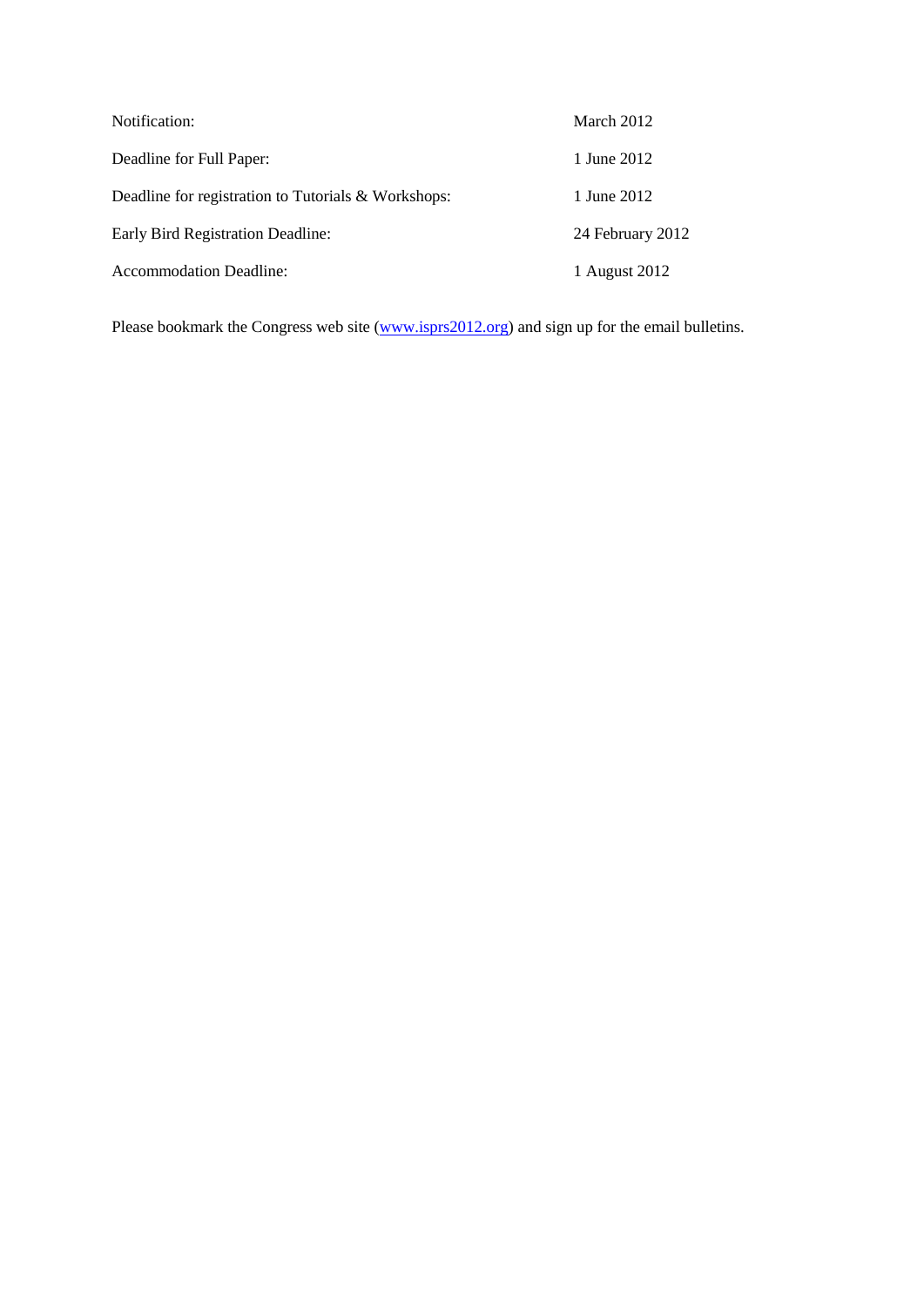| | |
|---|---|
| Notification: | March 2012 |
| Deadline for Full Paper: | 1 June 2012 |
| Deadline for registration to Tutorials & Workshops: | 1 June 2012 |
| Early Bird Registration Deadline: | 24 February 2012 |
| Accommodation Deadline: | 1 August 2012 |

Please bookmark the Congress web site (www.isprs2012.org) and sign up for the email bulletins.